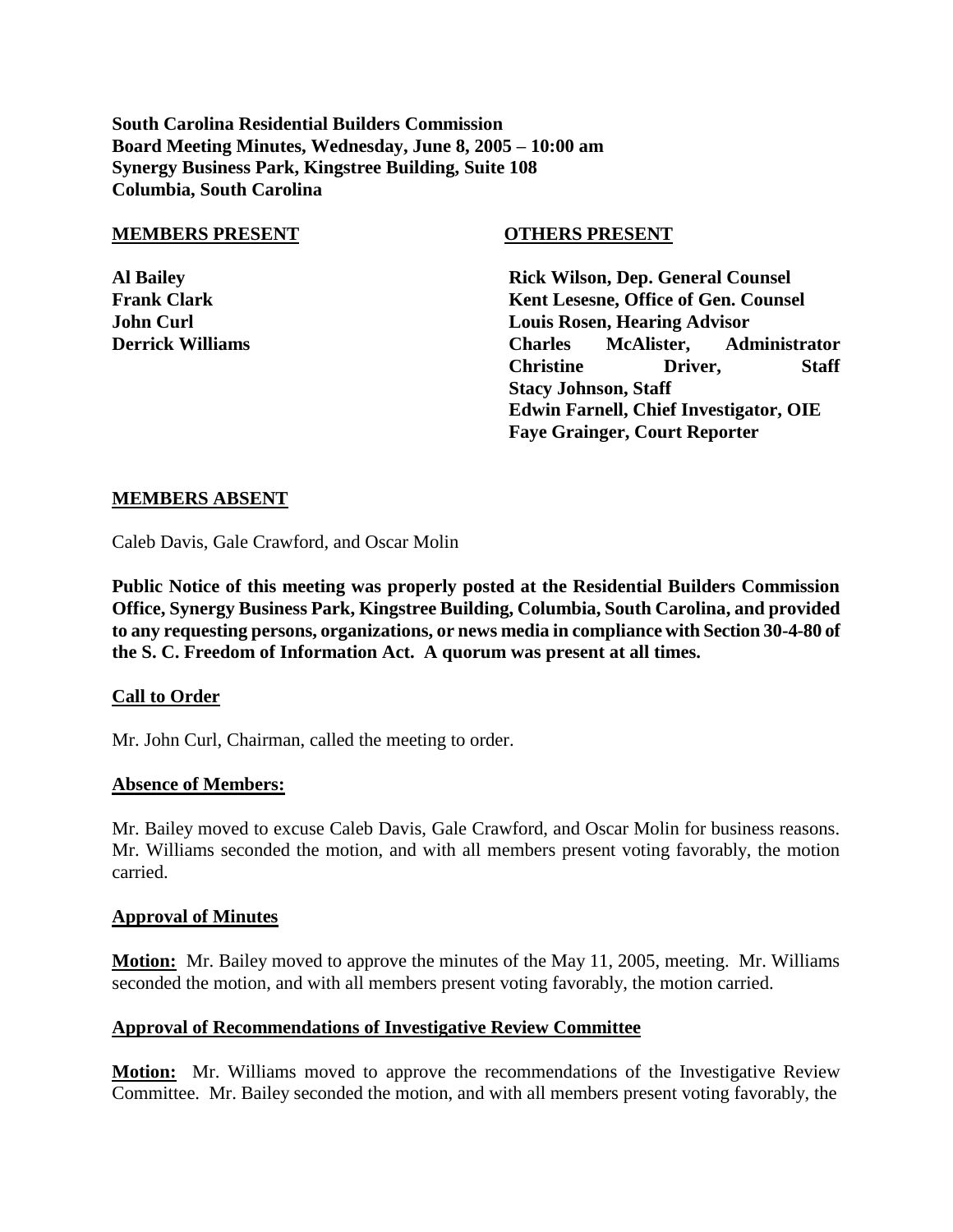**South Carolina Residential Builders Commission**
**Board Meeting Minutes, Wednesday, June 8, 2005 – 10:00 am**
**Synergy Business Park, Kingstree Building, Suite 108**
**Columbia, South Carolina**

| **MEMBERS PRESENT** | **OTHERS PRESENT** |
|---|---|
| **Al Bailey** | **Rick Wilson, Dep. General Counsel** |
| **Frank Clark** | **Kent Lesesne, Office of Gen. Counsel** |
| **John Curl** | **Louis Rosen, Hearing Advisor** |
| **Derrick Williams** | **Charles McAlister, Administrator** |
| | **Christine Driver, Staff** |
| | **Stacy Johnson, Staff** |
| | **Edwin Farnell, Chief Investigator, OIE** |
| | **Faye Grainger, Court Reporter** |

**MEMBERS ABSENT**

Caleb Davis, Gale Crawford, and Oscar Molin

**Public Notice of this meeting was properly posted at the Residential Builders Commission Office, Synergy Business Park, Kingstree Building, Columbia, South Carolina, and provided to any requesting persons, organizations, or news media in compliance with Section 30-4-80 of the S. C. Freedom of Information Act. A quorum was present at all times.**

**Call to Order**

Mr. John Curl, Chairman, called the meeting to order.

**Absence of Members:**

Mr. Bailey moved to excuse Caleb Davis, Gale Crawford, and Oscar Molin for business reasons. Mr. Williams seconded the motion, and with all members present voting favorably, the motion carried.

**Approval of Minutes**

**Motion:** Mr. Bailey moved to approve the minutes of the May 11, 2005, meeting. Mr. Williams seconded the motion, and with all members present voting favorably, the motion carried.

**Approval of Recommendations of Investigative Review Committee**

**Motion:** Mr. Williams moved to approve the recommendations of the Investigative Review Committee. Mr. Bailey seconded the motion, and with all members present voting favorably, the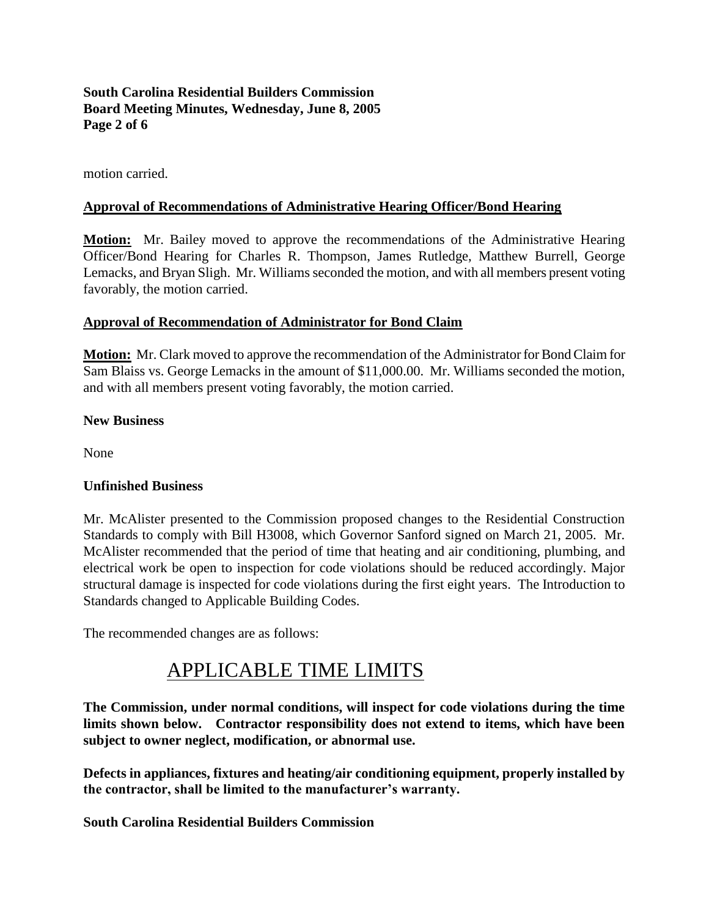motion carried.

**Approval of Recommendations of Administrative Hearing Officer/Bond Hearing**

**Motion:** Mr. Bailey moved to approve the recommendations of the Administrative Hearing Officer/Bond Hearing for Charles R. Thompson, James Rutledge, Matthew Burrell, George Lemacks, and Bryan Sligh. Mr. Williams seconded the motion, and with all members present voting favorably, the motion carried.

**Approval of Recommendation of Administrator for Bond Claim**

**Motion:** Mr. Clark moved to approve the recommendation of the Administrator for Bond Claim for Sam Blaiss vs. George Lemacks in the amount of $11,000.00. Mr. Williams seconded the motion, and with all members present voting favorably, the motion carried.

**New Business**

None

**Unfinished Business**

Mr. McAlister presented to the Commission proposed changes to the Residential Construction Standards to comply with Bill H3008, which Governor Sanford signed on March 21, 2005. Mr. McAlister recommended that the period of time that heating and air conditioning, plumbing, and electrical work be open to inspection for code violations should be reduced accordingly. Major structural damage is inspected for code violations during the first eight years. The Introduction to Standards changed to Applicable Building Codes.

The recommended changes are as follows:

# APPLICABLE TIME LIMITS

**The Commission, under normal conditions, will inspect for code violations during the time limits shown below. Contractor responsibility does not extend to items, which have been subject to owner neglect, modification, or abnormal use.**

**Defects in appliances, fixtures and heating/air conditioning equipment, properly installed by the contractor, shall be limited to the manufacturer's warranty.**

**South Carolina Residential Builders Commission**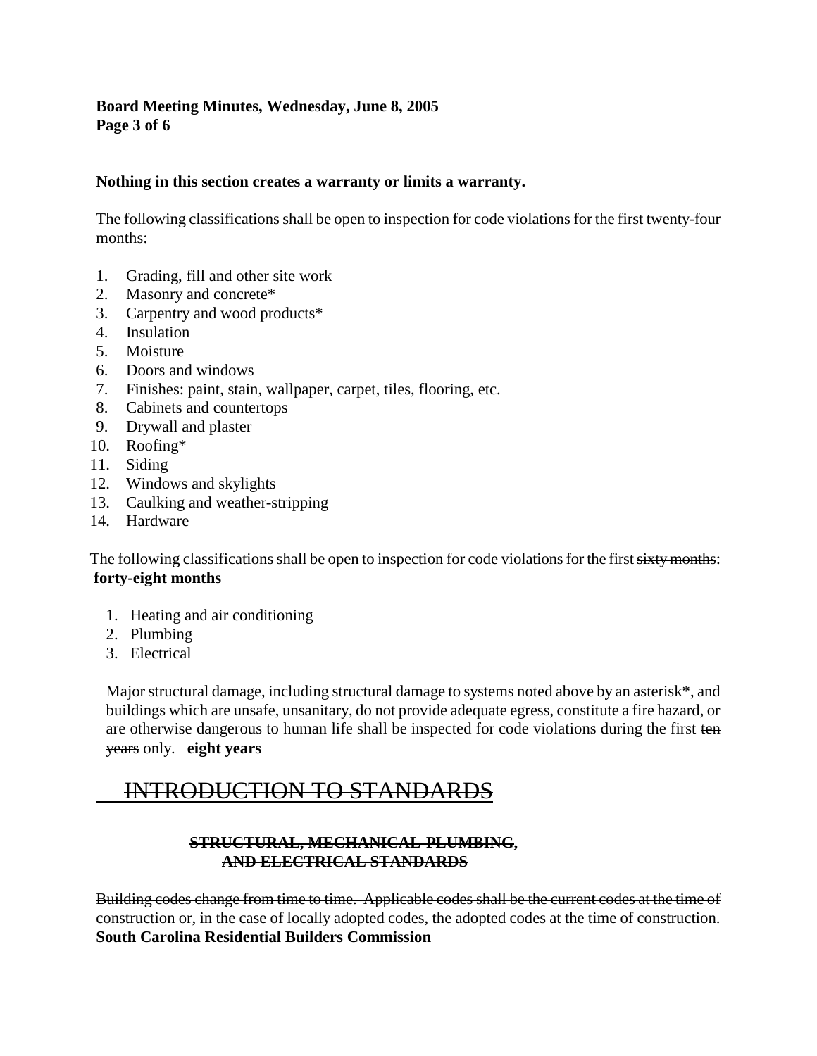**Nothing in this section creates a warranty or limits a warranty.**

The following classifications shall be open to inspection for code violations for the first twenty-four months:

1. Grading, fill and other site work
2. Masonry and concrete*
3. Carpentry and wood products*
4. Insulation
5. Moisture
6. Doors and windows
7. Finishes: paint, stain, wallpaper, carpet, tiles, flooring, etc.
8. Cabinets and countertops
9. Drywall and plaster
10. Roofing*
11. Siding
12. Windows and skylights
13. Caulking and weather-stripping
14. Hardware

The following classifications shall be open to inspection for code violations for the first ~~sixty months~~: **forty-eight months**

1. Heating and air conditioning
2. Plumbing
3. Electrical

Major structural damage, including structural damage to systems noted above by an asterisk*, and buildings which are unsafe, unsanitary, do not provide adequate egress, constitute a fire hazard, or are otherwise dangerous to human life shall be inspected for code violations during the first ~~ten years~~ only. **eight years**

# ~~INTRODUCTION TO STANDARDS~~

### ~~STRUCTURAL, MECHANICAL PLUMBING, AND ELECTRICAL STANDARDS~~

~~Building codes change from time to time. Applicable codes shall be the current codes at the time of construction or, in the case of locally adopted codes, the adopted codes at the time of construction.~~ **South Carolina Residential Builders Commission**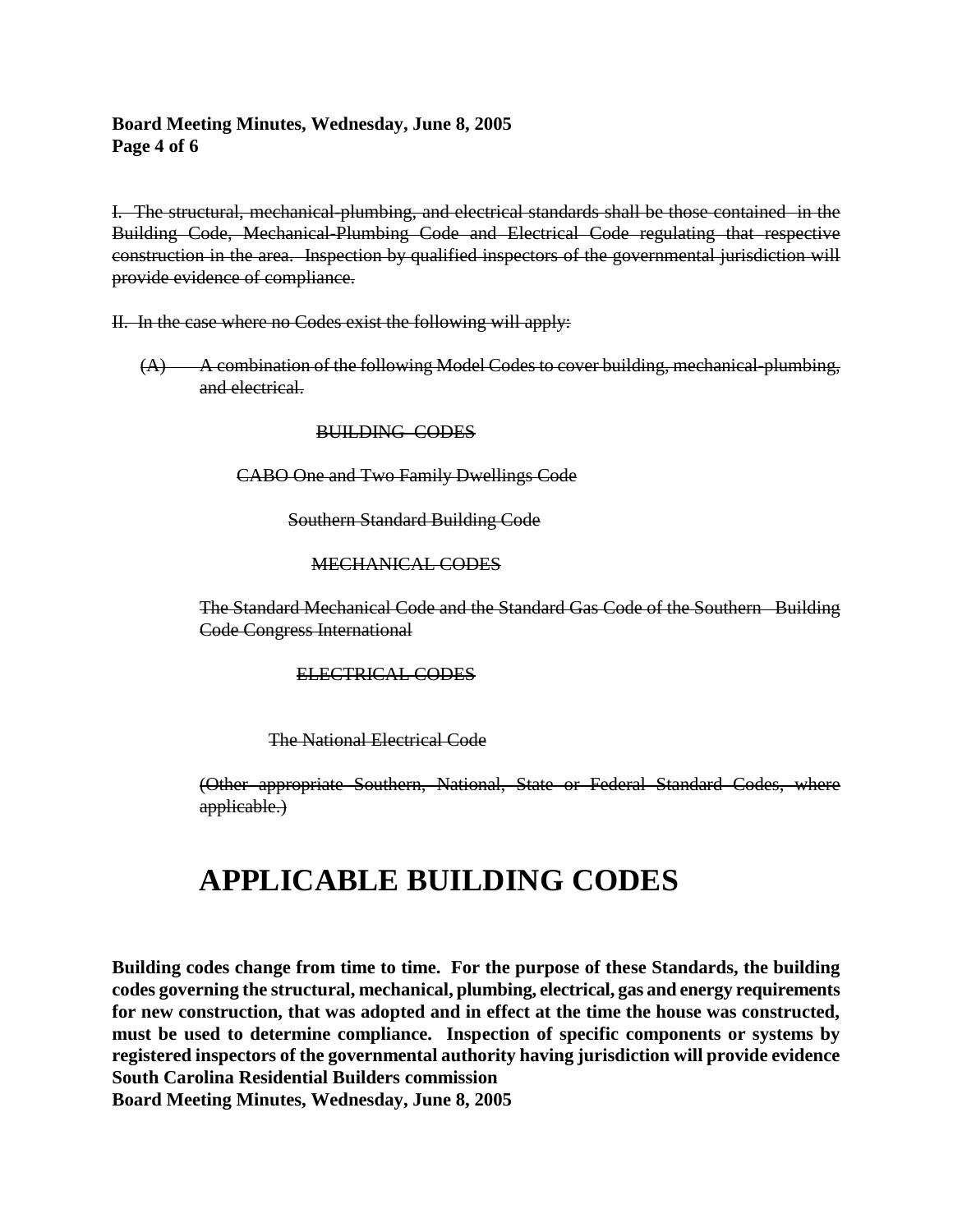~~I. The structural, mechanical-plumbing, and electrical standards shall be those contained in the Building Code, Mechanical-Plumbing Code and Electrical Code regulating that respective construction in the area. Inspection by qualified inspectors of the governmental jurisdiction will provide evidence of compliance.~~

~~II. In the case where no Codes exist the following will apply:~~

~~(A) A combination of the following Model Codes to cover building, mechanical-plumbing, and electrical.~~

~~BUILDING CODES~~

~~CABO One and Two Family Dwellings Code~~

~~Southern Standard Building Code~~

~~MECHANICAL CODES~~

~~The Standard Mechanical Code and the Standard Gas Code of the Southern Building Code Congress International~~

~~ELECTRICAL CODES~~

~~The National Electrical Code~~

~~(Other appropriate Southern, National, State or Federal Standard Codes, where applicable.)~~

# APPLICABLE BUILDING CODES

**Building codes change from time to time. For the purpose of these Standards, the building codes governing the structural, mechanical, plumbing, electrical, gas and energy requirements for new construction, that was adopted and in effect at the time the house was constructed, must be used to determine compliance. Inspection of specific components or systems by registered inspectors of the governmental authority having jurisdiction will provide evidence**

**South Carolina Residential Builders commission**
**Board Meeting Minutes, Wednesday, June 8, 2005**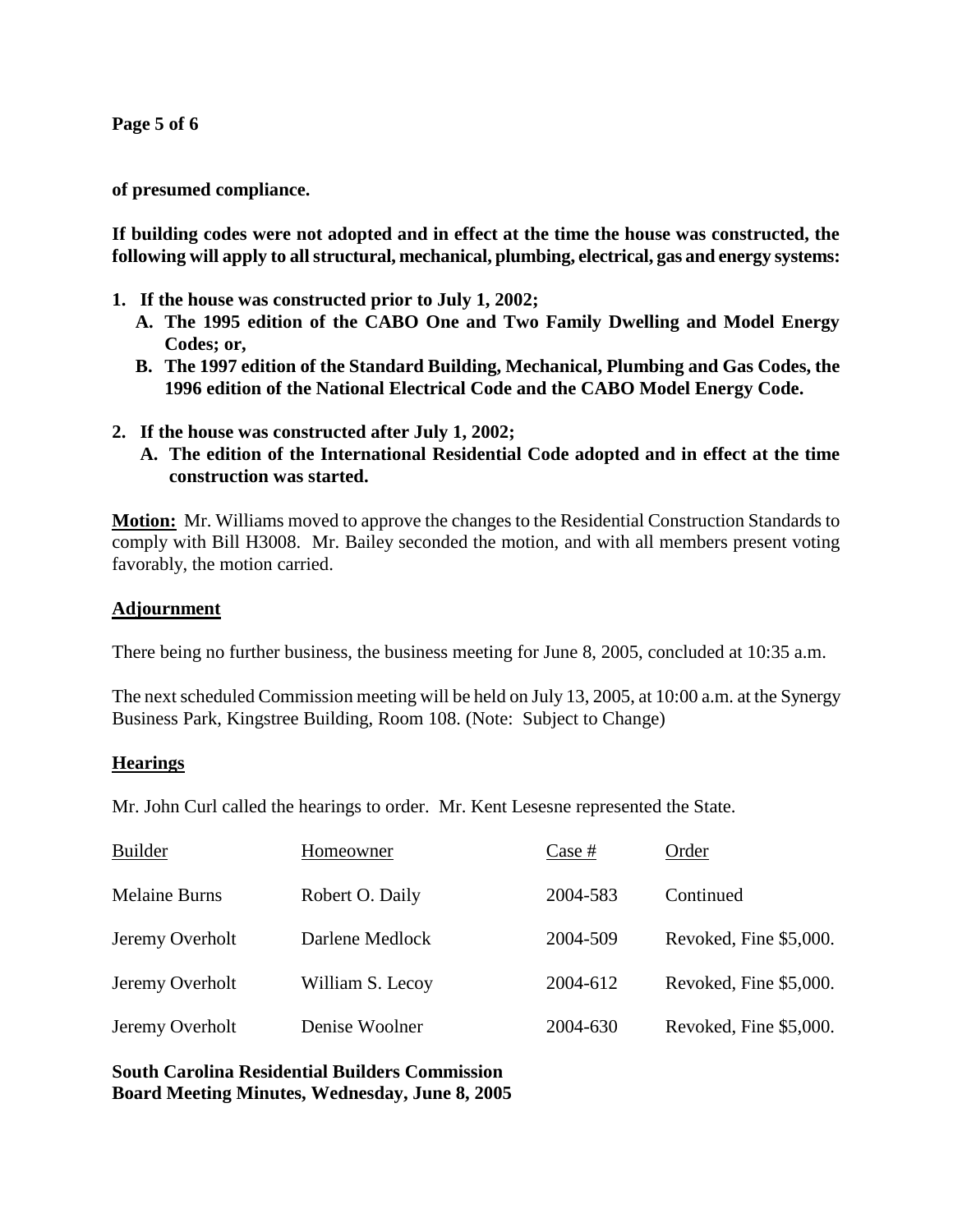**of presumed compliance.**

**If building codes were not adopted and in effect at the time the house was constructed, the following will apply to all structural, mechanical, plumbing, electrical, gas and energy systems:**

1. **If the house was constructed prior to July 1, 2002;**
   - **A. The 1995 edition of the CABO One and Two Family Dwelling and Model Energy Codes; or,**
   - **B. The 1997 edition of the Standard Building, Mechanical, Plumbing and Gas Codes, the 1996 edition of the National Electrical Code and the CABO Model Energy Code.**
2. **If the house was constructed after July 1, 2002;**
   - **A. The edition of the International Residential Code adopted and in effect at the time construction was started.**

**Motion:** Mr. Williams moved to approve the changes to the Residential Construction Standards to comply with Bill H3008. Mr. Bailey seconded the motion, and with all members present voting favorably, the motion carried.

## Adjournment

There being no further business, the business meeting for June 8, 2005, concluded at 10:35 a.m.

The next scheduled Commission meeting will be held on July 13, 2005, at 10:00 a.m. at the Synergy Business Park, Kingstree Building, Room 108. (Note: Subject to Change)

## Hearings

Mr. John Curl called the hearings to order. Mr. Kent Lesesne represented the State.

| Builder | Homeowner | Case # | Order |
|---|---|---|---|
| Melaine Burns | Robert O. Daily | 2004-583 | Continued |
| Jeremy Overholt | Darlene Medlock | 2004-509 | Revoked, Fine $5,000. |
| Jeremy Overholt | William S. Lecoy | 2004-612 | Revoked, Fine $5,000. |
| Jeremy Overholt | Denise Woolner | 2004-630 | Revoked, Fine $5,000. |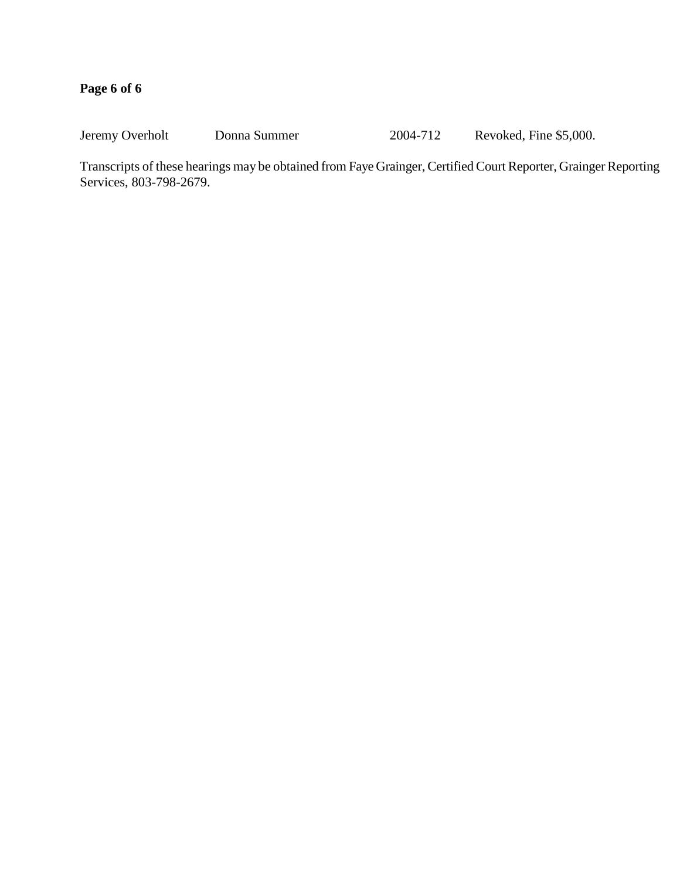| | | | |
|---|---|---|---|
| Jeremy Overholt | Donna Summer | 2004-712 | Revoked, Fine $5,000. |

Transcripts of these hearings may be obtained from Faye Grainger, Certified Court Reporter, Grainger Reporting Services, 803-798-2679.